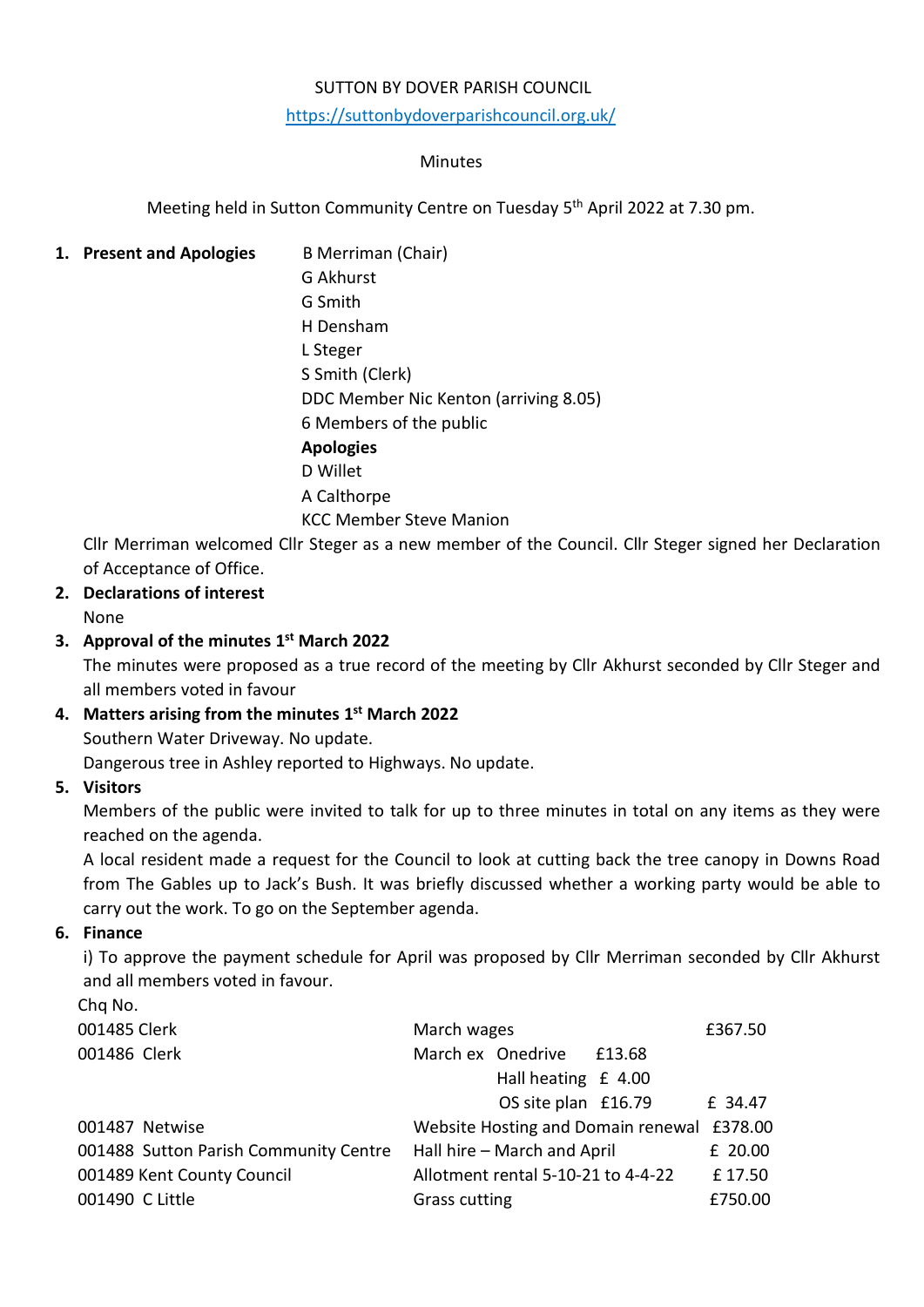SUTTON BY DOVER PARISH COUNCIL

https://suttonbydoverparishcouncil.org.uk/

Minutes

Meeting held in Sutton Community Centre on Tuesday 5th April 2022 at 7.30 pm.

1. **Present and Apologies**

   B Merriman (Chair)
   G Akhurst
   G Smith
   H Densham
   L Steger
   S Smith (Clerk)
   DDC Member Nic Kenton (arriving 8.05)
   6 Members of the public

   **Apologies**
   D Willet
   A Calthorpe
   KCC Member Steve Manion

   Cllr Merriman welcomed Cllr Steger as a new member of the Council. Cllr Steger signed her Declaration of Acceptance of Office.

2. **Declarations of interest**

   None

3. **Approval of the minutes 1st March 2022**

   The minutes were proposed as a true record of the meeting by Cllr Akhurst seconded by Cllr Steger and all members voted in favour

4. **Matters arising from the minutes 1st March 2022**

   Southern Water Driveway. No update.
   Dangerous tree in Ashley reported to Highways. No update.

5. **Visitors**

   Members of the public were invited to talk for up to three minutes in total on any items as they were reached on the agenda.

   A local resident made a request for the Council to look at cutting back the tree canopy in Downs Road from The Gables up to Jack's Bush. It was briefly discussed whether a working party would be able to carry out the work. To go on the September agenda.

6. **Finance**

   i) To approve the payment schedule for April was proposed by Cllr Merriman seconded by Cllr Akhurst and all members voted in favour.

| Chq No. | | | |
|---|---|---|---|
| 001485 Clerk | March wages | | £367.50 |
| 001486 Clerk | March ex Onedrive | £13.68 | |
| | Hall heating | £ 4.00 | |
| | OS site plan | £16.79 | £ 34.47 |
| 001487 Netwise | Website Hosting and Domain renewal | | £378.00 |
| 001488 Sutton Parish Community Centre | Hall hire – March and April | | £ 20.00 |
| 001489 Kent County Council | Allotment rental 5-10-21 to 4-4-22 | | £ 17.50 |
| 001490 C Little | Grass cutting | | £750.00 |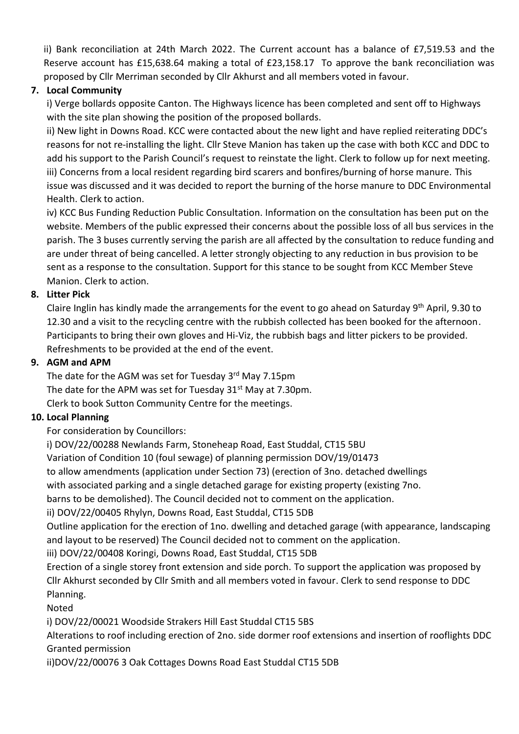ii) Bank reconciliation at 24th March 2022. The Current account has a balance of £7,519.53 and the Reserve account has £15,638.64 making a total of £23,158.17 To approve the bank reconciliation was proposed by Cllr Merriman seconded by Cllr Akhurst and all members voted in favour.

**7. Local Community**

i) Verge bollards opposite Canton. The Highways licence has been completed and sent off to Highways with the site plan showing the position of the proposed bollards.

ii) New light in Downs Road. KCC were contacted about the new light and have replied reiterating DDC's reasons for not re-installing the light. Cllr Steve Manion has taken up the case with both KCC and DDC to add his support to the Parish Council's request to reinstate the light. Clerk to follow up for next meeting.

iii) Concerns from a local resident regarding bird scarers and bonfires/burning of horse manure. This issue was discussed and it was decided to report the burning of the horse manure to DDC Environmental Health. Clerk to action.

iv) KCC Bus Funding Reduction Public Consultation. Information on the consultation has been put on the website. Members of the public expressed their concerns about the possible loss of all bus services in the parish. The 3 buses currently serving the parish are all affected by the consultation to reduce funding and are under threat of being cancelled. A letter strongly objecting to any reduction in bus provision to be sent as a response to the consultation. Support for this stance to be sought from KCC Member Steve Manion. Clerk to action.

**8. Litter Pick**

Claire Inglin has kindly made the arrangements for the event to go ahead on Saturday 9th April, 9.30 to 12.30 and a visit to the recycling centre with the rubbish collected has been booked for the afternoon. Participants to bring their own gloves and Hi-Viz, the rubbish bags and litter pickers to be provided. Refreshments to be provided at the end of the event.

**9. AGM and APM**

The date for the AGM was set for Tuesday 3rd May 7.15pm
The date for the APM was set for Tuesday 31st May at 7.30pm.
Clerk to book Sutton Community Centre for the meetings.

**10. Local Planning**

For consideration by Councillors:

i) DOV/22/00288 Newlands Farm, Stoneheap Road, East Studdal, CT15 5BU
Variation of Condition 10 (foul sewage) of planning permission DOV/19/01473
to allow amendments (application under Section 73) (erection of 3no. detached dwellings
with associated parking and a single detached garage for existing property (existing 7no.
barns to be demolished). The Council decided not to comment on the application.

ii) DOV/22/00405 Rhylyn, Downs Road, East Studdal, CT15 5DB
Outline application for the erection of 1no. dwelling and detached garage (with appearance, landscaping and layout to be reserved) The Council decided not to comment on the application.

iii) DOV/22/00408 Koringi, Downs Road, East Studdal, CT15 5DB
Erection of a single storey front extension and side porch. To support the application was proposed by Cllr Akhurst seconded by Cllr Smith and all members voted in favour. Clerk to send response to DDC Planning.

Noted

i) DOV/22/00021 Woodside Strakers Hill East Studdal CT15 5BS
Alterations to roof including erection of 2no. side dormer roof extensions and insertion of rooflights DDC Granted permission

ii)DOV/22/00076 3 Oak Cottages Downs Road East Studdal CT15 5DB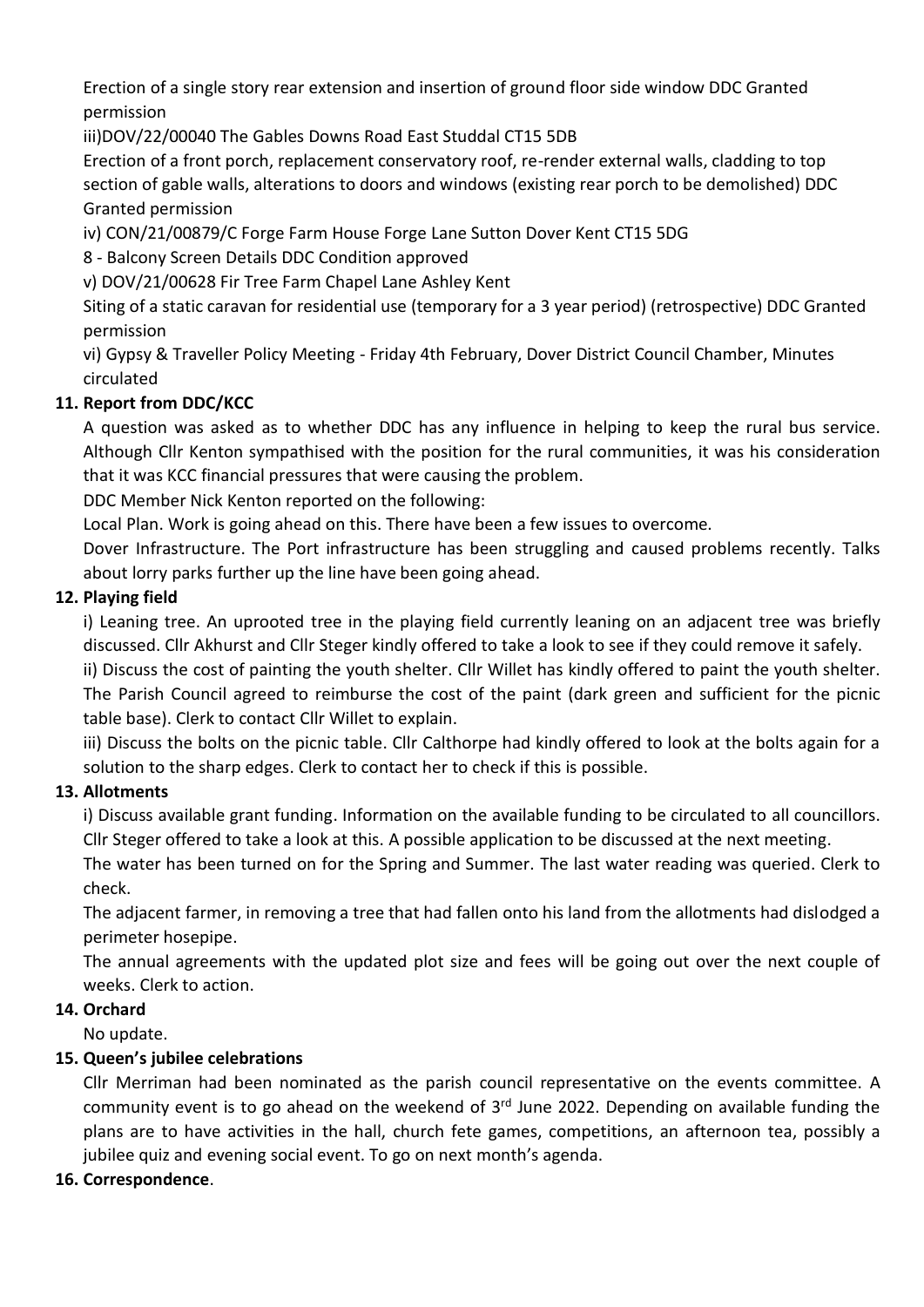Erection of a single story rear extension and insertion of ground floor side window DDC Granted permission

iii)DOV/22/00040 The Gables Downs Road East Studdal CT15 5DB

Erection of a front porch, replacement conservatory roof, re-render external walls, cladding to top section of gable walls, alterations to doors and windows (existing rear porch to be demolished) DDC Granted permission

iv) CON/21/00879/C Forge Farm House Forge Lane Sutton Dover Kent CT15 5DG

8 - Balcony Screen Details DDC Condition approved

v) DOV/21/00628 Fir Tree Farm Chapel Lane Ashley Kent

Siting of a static caravan for residential use (temporary for a 3 year period) (retrospective) DDC Granted permission

vi) Gypsy & Traveller Policy Meeting - Friday 4th February, Dover District Council Chamber, Minutes circulated

**11. Report from DDC/KCC**

A question was asked as to whether DDC has any influence in helping to keep the rural bus service. Although Cllr Kenton sympathised with the position for the rural communities, it was his consideration that it was KCC financial pressures that were causing the problem.

DDC Member Nick Kenton reported on the following:

Local Plan. Work is going ahead on this. There have been a few issues to overcome.

Dover Infrastructure. The Port infrastructure has been struggling and caused problems recently. Talks about lorry parks further up the line have been going ahead.

**12. Playing field**

i) Leaning tree. An uprooted tree in the playing field currently leaning on an adjacent tree was briefly discussed. Cllr Akhurst and Cllr Steger kindly offered to take a look to see if they could remove it safely.

ii) Discuss the cost of painting the youth shelter. Cllr Willet has kindly offered to paint the youth shelter. The Parish Council agreed to reimburse the cost of the paint (dark green and sufficient for the picnic table base). Clerk to contact Cllr Willet to explain.

iii) Discuss the bolts on the picnic table. Cllr Calthorpe had kindly offered to look at the bolts again for a solution to the sharp edges. Clerk to contact her to check if this is possible.

**13. Allotments**

i) Discuss available grant funding. Information on the available funding to be circulated to all councillors. Cllr Steger offered to take a look at this. A possible application to be discussed at the next meeting.

The water has been turned on for the Spring and Summer. The last water reading was queried. Clerk to check.

The adjacent farmer, in removing a tree that had fallen onto his land from the allotments had dislodged a perimeter hosepipe.

The annual agreements with the updated plot size and fees will be going out over the next couple of weeks. Clerk to action.

**14. Orchard**

No update.

**15. Queen's jubilee celebrations**

Cllr Merriman had been nominated as the parish council representative on the events committee. A community event is to go ahead on the weekend of 3rd June 2022. Depending on available funding the plans are to have activities in the hall, church fete games, competitions, an afternoon tea, possibly a jubilee quiz and evening social event. To go on next month's agenda.

**16. Correspondence**.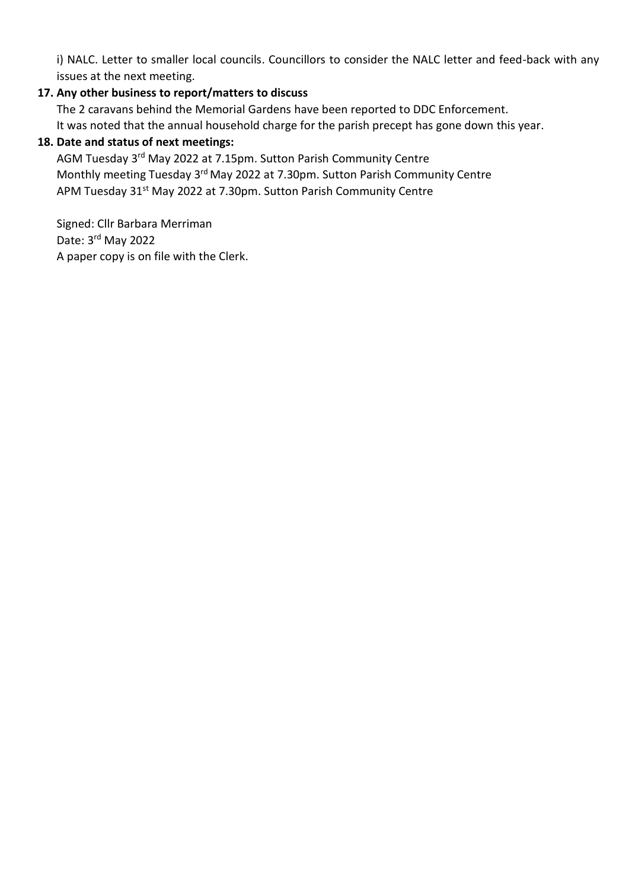i) NALC. Letter to smaller local councils. Councillors to consider the NALC letter and feed-back with any issues at the next meeting.

**17. Any other business to report/matters to discuss**

The 2 caravans behind the Memorial Gardens have been reported to DDC Enforcement.
It was noted that the annual household charge for the parish precept has gone down this year.

**18. Date and status of next meetings:**

AGM Tuesday 3rd May 2022 at 7.15pm. Sutton Parish Community Centre
Monthly meeting Tuesday 3rd May 2022 at 7.30pm. Sutton Parish Community Centre
APM Tuesday 31st May 2022 at 7.30pm. Sutton Parish Community Centre

Signed: Cllr Barbara Merriman
Date: 3rd May 2022
A paper copy is on file with the Clerk.